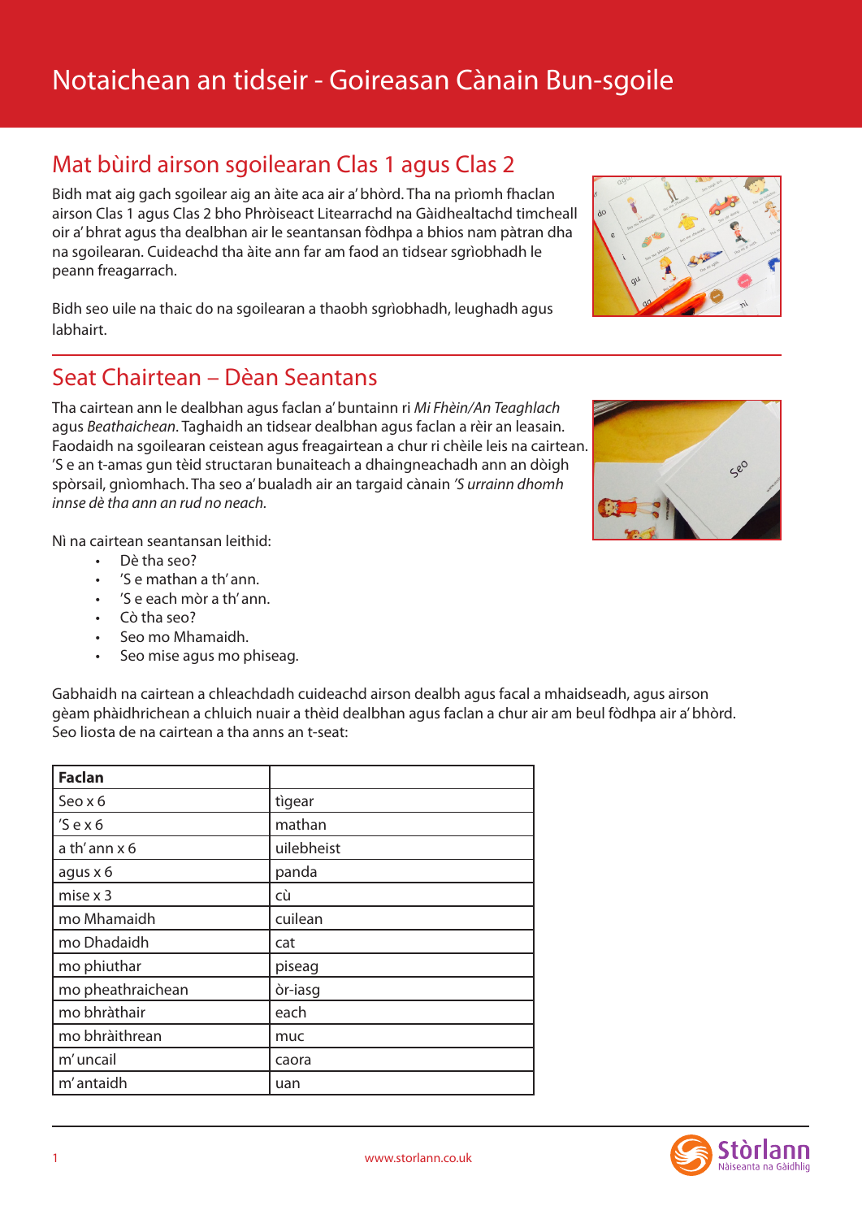# Notaichean an tidseir - Goireasan Cànain Bun-sgoile

## Mat bùird airson sgoilearan Clas 1 agus Clas 2

Bidh mat aig gach sgoilear aig an àite aca air a' bhòrd. Tha na prìomh fhaclan airson Clas 1 agus Clas 2 bho Phròiseact Litearrachd na Gàidhealtachd timcheall oir a' bhrat agus tha dealbhan air le seantansan fòdhpa a bhios nam pàtran dha na sgoilearan. Cuideachd tha àite ann far am faod an tidsear sgrìobhadh le peann freagarrach.

Bidh seo uile na thaic do na sgoilearan a thaobh sgrìobhadh, leughadh agus labhairt.

## Seat Chairtean – Dèan Seantans

Tha cairtean ann le dealbhan agus faclan a' buntainn ri *Mi Fhèin/An Teaghlach* agus *Beathaichean*. Taghaidh an tidsear dealbhan agus faclan a rèir an leasain. Faodaidh na sgoilearan ceistean agus freagairtean a chur ri chèile leis na cairtean. 'S e an t-amas gun tèid structaran bunaiteach a dhaingneachadh ann an dòigh spòrsail, gnìomhach. Tha seo a' bualadh air an targaid cànain *'S urrainn dhomh innse dè tha ann an rud no neach.*

Nì na cairtean seantansan leithid:

- Dè tha seo?
- 'S e mathan a th' ann.
- 'S e each mòr a th' ann.
- Cò tha seo?
- Seo mo Mhamaidh.
- Seo mise agus mo phiseag.

Gabhaidh na cairtean a chleachdadh cuideachd airson dealbh agus facal a mhaidseadh, agus airson gèam phàidhrichean a chluich nuair a thèid dealbhan agus faclan a chur air am beul fòdhpa air a' bhòrd. Seo liosta de na cairtean a tha anns an t-seat:

| Faclan | |
|---|---|
| Seo x 6 | tìgear |
| 'S e x 6 | mathan |
| a th' ann x 6 | uilebheist |
| agus x 6 | panda |
| mise x 3 | cù |
| mo Mhamaidh | cuilean |
| mo Dhadaidh | cat |
| mo phiuthar | piseag |
| mo pheathraichean | òr-iasg |
| mo bhràthair | each |
| mo bhràithrean | muc |
| m' uncail | caora |
| m' antaidh | uan |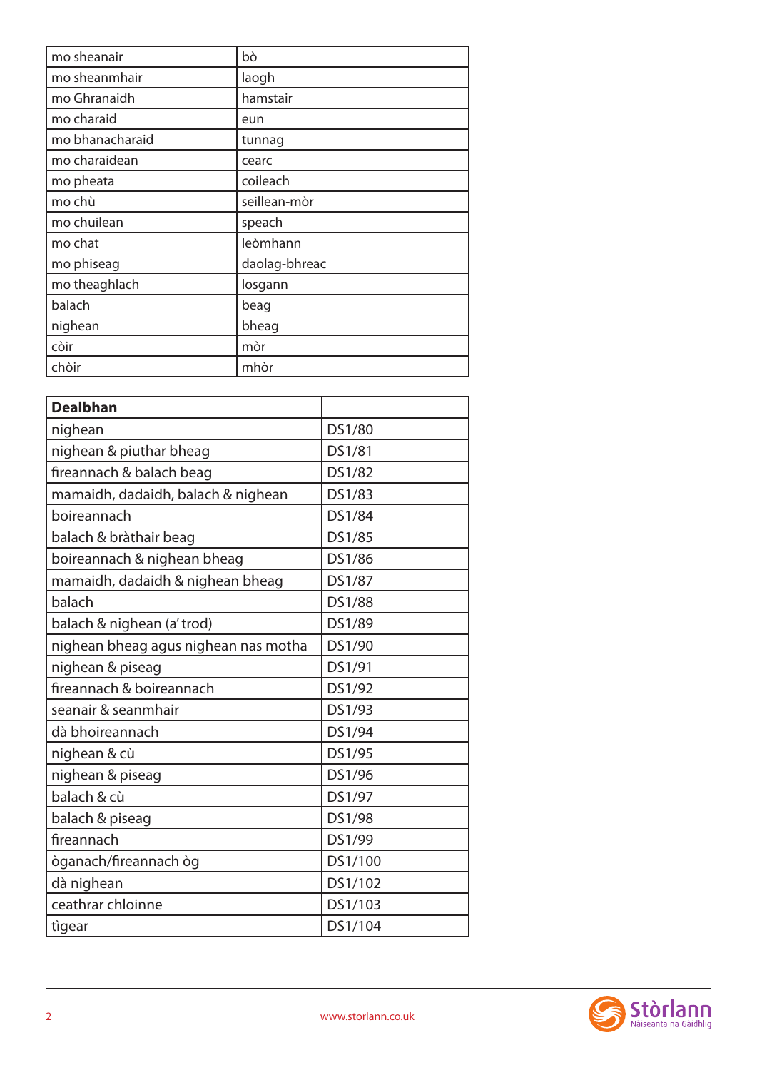| mo sheanair | bò |
|---|---|
| mo sheanmhair | laogh |
| mo Ghranaidh | hamstair |
| mo charaid | eun |
| mo bhanacharaid | tunnag |
| mo charaidean | cearc |
| mo pheata | coileach |
| mo chù | seillean-mòr |
| mo chuilean | speach |
| mo chat | leòmhann |
| mo phiseag | daolag-bhreac |
| mo theaghlach | losgann |
| balach | beag |
| nighean | bheag |
| còir | mòr |
| chòir | mhòr |

| **Dealbhan** | |
|---|---|
| nighean | DS1/80 |
| nighean & piuthar bheag | DS1/81 |
| fireannach & balach beag | DS1/82 |
| mamaidh, dadaidh, balach & nighean | DS1/83 |
| boireannach | DS1/84 |
| balach & bràthair beag | DS1/85 |
| boireannach & nighean bheag | DS1/86 |
| mamaidh, dadaidh & nighean bheag | DS1/87 |
| balach | DS1/88 |
| balach & nighean (a' trod) | DS1/89 |
| nighean bheag agus nighean nas motha | DS1/90 |
| nighean & piseag | DS1/91 |
| fireannach & boireannach | DS1/92 |
| seanair & seanmhair | DS1/93 |
| dà bhoireannach | DS1/94 |
| nighean & cù | DS1/95 |
| nighean & piseag | DS1/96 |
| balach & cù | DS1/97 |
| balach & piseag | DS1/98 |
| fireannach | DS1/99 |
| òganach/fireannach òg | DS1/100 |
| dà nighean | DS1/102 |
| ceathrar chloinne | DS1/103 |
| tìgear | DS1/104 |

www.storlann.co.uk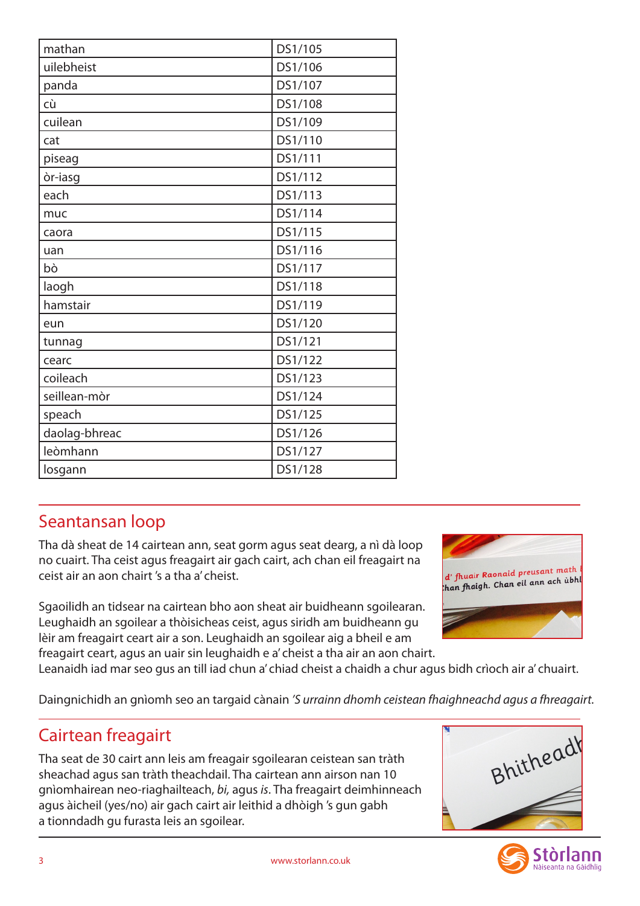| mathan | DS1/105 |
|---|---|
| uilebheist | DS1/106 |
| panda | DS1/107 |
| cù | DS1/108 |
| cuilean | DS1/109 |
| cat | DS1/110 |
| piseag | DS1/111 |
| òr-iasg | DS1/112 |
| each | DS1/113 |
| muc | DS1/114 |
| caora | DS1/115 |
| uan | DS1/116 |
| bò | DS1/117 |
| laogh | DS1/118 |
| hamstair | DS1/119 |
| eun | DS1/120 |
| tunnag | DS1/121 |
| cearc | DS1/122 |
| coileach | DS1/123 |
| seillean-mòr | DS1/124 |
| speach | DS1/125 |
| daolag-bhreac | DS1/126 |
| leòmhann | DS1/127 |
| losgann | DS1/128 |

## Seantansan loop

Tha dà sheat de 14 cairtean ann, seat gorm agus seat dearg, a nì dà loop no cuairt. Tha ceist agus freagairt air gach cairt, ach chan eil freagairt na ceist air an aon chairt 's a tha a' cheist.

Sgaoilidh an tidsear na cairtean bho aon sheat air buidheann sgoilearan. Leughaidh an sgoilear a thòisicheas ceist, agus siridh am buidheann gu lèir am freagairt ceart air a son. Leughaidh an sgoilear aig a bheil e am freagairt ceart, agus an uair sin leughaidh e a' cheist a tha air an aon chairt. Leanaidh iad mar seo gus an till iad chun a' chiad cheist a chaidh a chur agus bidh crìoch air a' chuairt.

Daingnichidh an gnìomh seo an targaid cànain *'S urrainn dhomh ceistean fhaighneachd agus a fhreagairt.*

## Cairtean freagairt

Tha seat de 30 cairt ann leis am freagair sgoilearan ceistean san tràth sheachad agus san tràth theachdail. Tha cairtean ann airson nan 10 gnìomhairean neo-riaghailteach, *bi*, agus *is*. Tha freagairt deimhinneach agus àicheil (yes/no) air gach cairt air leithid a dhòigh 's gun gabh a tionndadh gu furasta leis an sgoilear.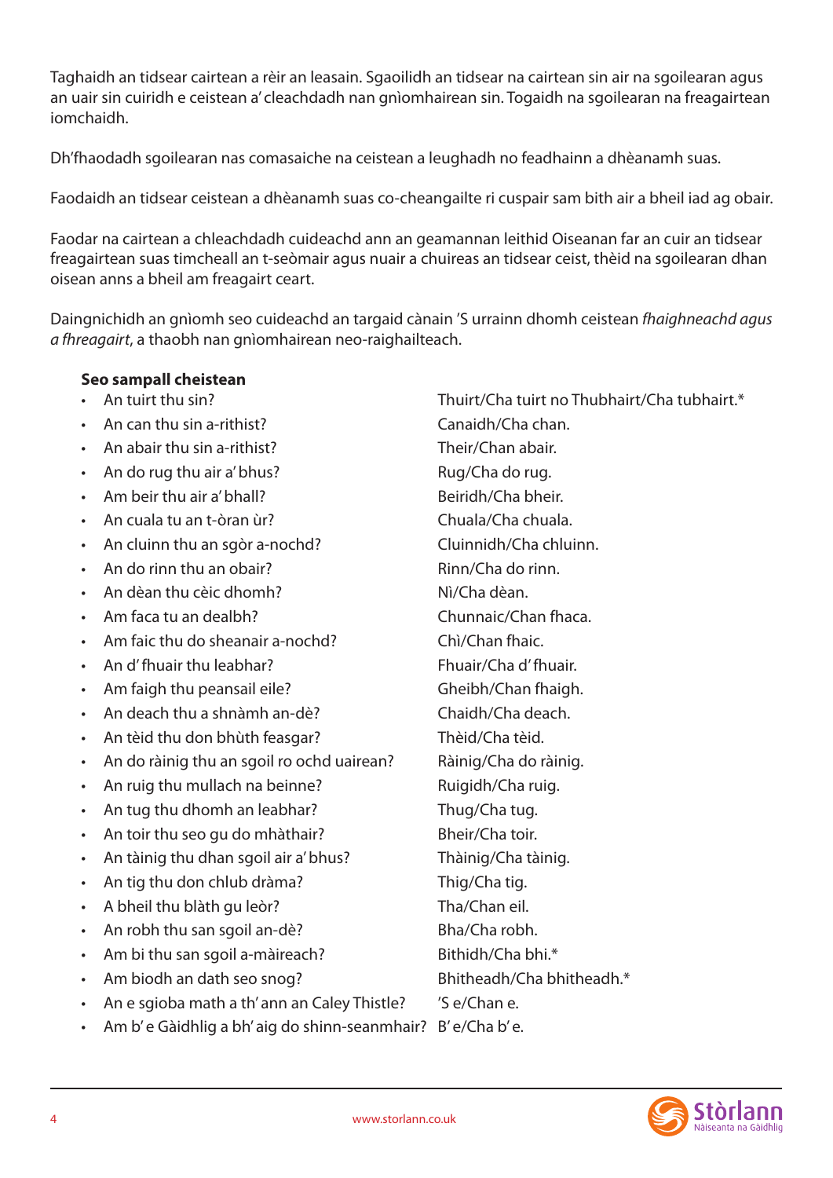Taghaidh an tidsear cairtean a rèir an leasain. Sgaoilidh an tidsear na cairtean sin air na sgoilearan agus an uair sin cuiridh e ceistean a' cleachdadh nan gnìomhairean sin. Togaidh na sgoilearan na freagairtean iomchaidh.

Dh'fhaodadh sgoilearan nas comasaiche na ceistean a leughadh no feadhainn a dhèanamh suas.

Faodaidh an tidsear ceistean a dhèanamh suas co-cheangailte ri cuspair sam bith air a bheil iad ag obair.

Faodar na cairtean a chleachdadh cuideachd ann an geamannan leithid Oiseanan far an cuir an tidsear freagairtean suas timcheall an t-seòmair agus nuair a chuireas an tidsear ceist, thèid na sgoilearan dhan oisean anns a bheil am freagairt ceart.

Daingnichidh an gnìomh seo cuideachd an targaid cànain 'S urrainn dhomh ceistean *fhaighneachd agus a fhreagairt*, a thaobh nan gnìomhairean neo-raighailteach.

**Seo sampall cheistean**

| | |
|---|---|
| • An tuirt thu sin? | Thuirt/Cha tuirt no Thubhairt/Cha tubhairt.* |
| • An can thu sin a-rithist? | Canaidh/Cha chan. |
| • An abair thu sin a-rithist? | Their/Chan abair. |
| • An do rug thu air a' bhus? | Rug/Cha do rug. |
| • Am beir thu air a' bhall? | Beiridh/Cha bheir. |
| • An cuala tu an t-òran ùr? | Chuala/Cha chuala. |
| • An cluinn thu an sgòr a-nochd? | Cluinnidh/Cha chluinn. |
| • An do rinn thu an obair? | Rinn/Cha do rinn. |
| • An dèan thu cèic dhomh? | Nì/Cha dèan. |
| • Am faca tu an dealbh? | Chunnaic/Chan fhaca. |
| • Am faic thu do sheanair a-nochd? | Chì/Chan fhaic. |
| • An d' fhuair thu leabhar? | Fhuair/Cha d' fhuair. |
| • Am faigh thu peansail eile? | Gheibh/Chan fhaigh. |
| • An deach thu a shnàmh an-dè? | Chaidh/Cha deach. |
| • An tèid thu don bhùth feasgar? | Thèid/Cha tèid. |
| • An do ràinig thu an sgoil ro ochd uairean? | Ràinig/Cha do ràinig. |
| • An ruig thu mullach na beinne? | Ruigidh/Cha ruig. |
| • An tug thu dhomh an leabhar? | Thug/Cha tug. |
| • An toir thu seo gu do mhàthair? | Bheir/Cha toir. |
| • An tàinig thu dhan sgoil air a' bhus? | Thàinig/Cha tàinig. |
| • An tig thu don chlub dràma? | Thig/Cha tig. |
| • A bheil thu blàth gu leòr? | Tha/Chan eil. |
| • An robh thu san sgoil an-dè? | Bha/Cha robh. |
| • Am bi thu san sgoil a-màireach? | Bithidh/Cha bhi.* |
| • Am biodh an dath seo snog? | Bhitheadh/Cha bhitheadh.* |
| • An e sgioba math a th' ann an Caley Thistle? | 'S e/Chan e. |
| • Am b' e Gàidhlig a bh' aig do shinn-seanmhair? | B' e/Cha b' e. |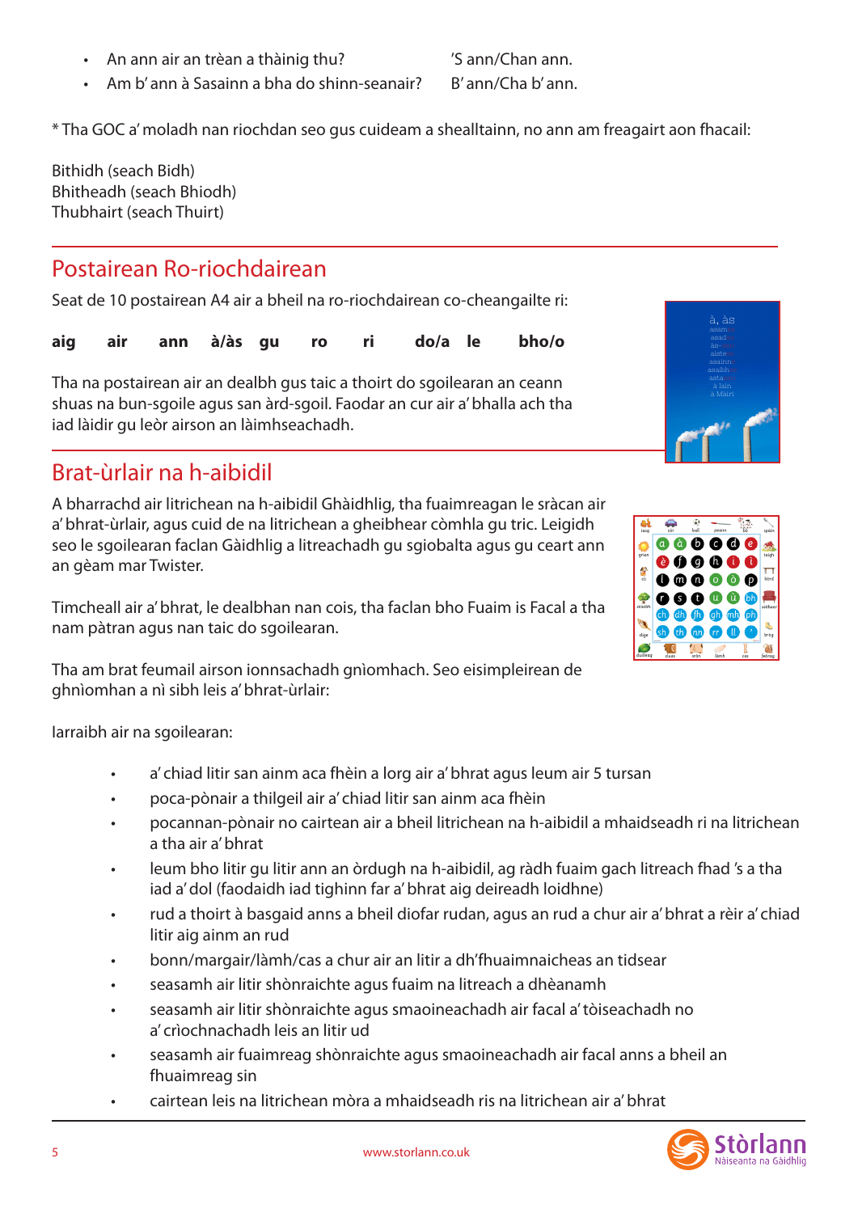- An ann air an trèan a thàinig thu? 'S ann/Chan ann.
- Am b' ann à Sasainn a bha do shinn-seanair? B' ann/Cha b' ann.

* Tha GOC a' moladh nan riochdan seo gus cuideam a shealltainn, no ann am freagairt aon fhacail:

Bithidh (seach Bidh)
Bhitheadh (seach Bhiodh)
Thubhairt (seach Thuirt)

## Postairean Ro-riochdairean

Seat de 10 postairean A4 air a bheil na ro-riochdairean co-cheangailte ri:

**aig air ann à/às gu ro ri do/a le bho/o**

Tha na postairean air an dealbh gus taic a thoirt do sgoilearan an ceann shuas na bun-sgoile agus san àrd-sgoil. Faodar an cur air a' bhalla ach tha iad làidir gu leòr airson an làimhseachadh.

## Brat-ùrlair na h-aibidil

A bharrachd air litrichean na h-aibidil Ghàidhlig, tha fuaimreagan le sràcan air a' bhrat-ùrlair, agus cuid de na litrichean a gheibhear còmhla gu tric. Leigidh seo le sgoilearan faclan Gàidhlig a litreachadh gu sgiobalta agus gu ceart ann an gèam mar Twister.

Timcheall air a' bhrat, le dealbhan nan cois, tha faclan bho Fuaim is Facal a tha nam pàtran agus nan taic do sgoilearan.

Tha am brat feumail airson ionnsachadh gnìomhach. Seo eisimpleirean de ghnìomhan a nì sibh leis a' bhrat-ùrlair:

Iarraibh air na sgoilearan:

- a' chiad litir san ainm aca fhèin a lorg air a' bhrat agus leum air 5 tursan
- poca-pònair a thilgeil air a' chiad litir san ainm aca fhèin
- pocannan-pònair no cairtean air a bheil litrichean na h-aibidil a mhaidseadh ri na litrichean a tha air a' bhrat
- leum bho litir gu litir ann an òrdugh na h-aibidil, ag ràdh fuaim gach litreach fhad 's a tha iad a' dol (faodaidh iad tighinn far a' bhrat aig deireadh loidhne)
- rud a thoirt à basgaid anns a bheil diofar rudan, agus an rud a chur air a' bhrat a rèir a' chiad litir aig ainm an rud
- bonn/margair/làmh/cas a chur air an litir a dh'fhuaimnaicheas an tidsear
- seasamh air litir shònraichte agus fuaim na litreach a dhèanamh
- seasamh air litir shònraichte agus smaoineachadh air facal a' tòiseachadh no a' crìochnachadh leis an litir ud
- seasamh air fuaimreag shònraichte agus smaoineachadh air facal anns a bheil an fhuaimreag sin
- cairtean leis na litrichean mòra a mhaidseadh ris na litrichean air a' bhrat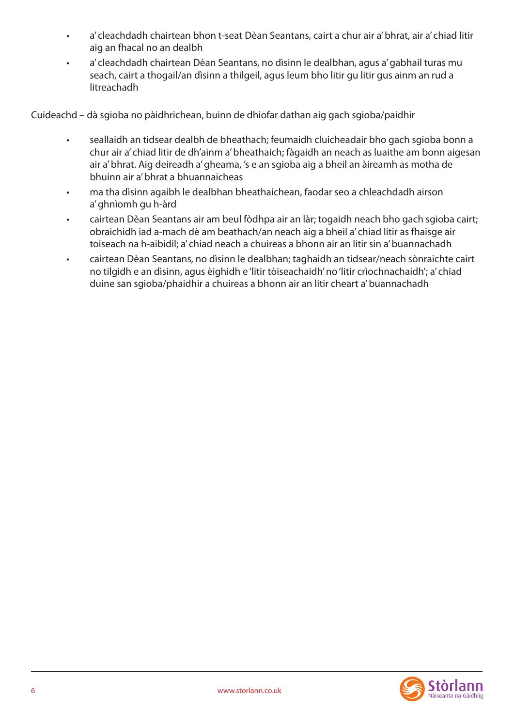- a' cleachdadh chairtean bhon t-seat Dèan Seantans, cairt a chur air a' bhrat, air a' chiad litir aig an fhacal no an dealbh
- a' cleachdadh chairtean Dèan Seantans, no dìsinn le dealbhan, agus a' gabhail turas mu seach, cairt a thogail/an dìsinn a thilgeil, agus leum bho litir gu litir gus ainm an rud a litreachadh

Cuideachd – dà sgioba no pàidhrichean, buinn de dhiofar dathan aig gach sgioba/paidhir

- seallaidh an tidsear dealbh de bheathach; feumaidh cluicheadair bho gach sgioba bonn a chur air a' chiad litir de dh'ainm a' bheathaich; fàgaidh an neach as luaithe am bonn aigesan air a' bhrat. Aig deireadh a' gheama, 's e an sgioba aig a bheil an àireamh as motha de bhuinn air a' bhrat a bhuannaicheas
- ma tha dìsinn agaibh le dealbhan bheathaichean, faodar seo a chleachdadh airson a' ghnìomh gu h-àrd
- cairtean Dèan Seantans air am beul fòdhpa air an làr; togaidh neach bho gach sgioba cairt; obraichidh iad a-mach dè am beathach/an neach aig a bheil a' chiad litir as fhaisge air toiseach na h-aibidil; a' chiad neach a chuireas a bhonn air an litir sin a' buannachadh
- cairtean Dèan Seantans, no dìsinn le dealbhan; taghaidh an tidsear/neach sònraichte cairt no tilgidh e an dìsinn, agus èighidh e 'litir tòiseachaidh' no 'litir crìochnachaidh'; a' chiad duine san sgioba/phaidhir a chuireas a bhonn air an litir cheart a' buannachadh